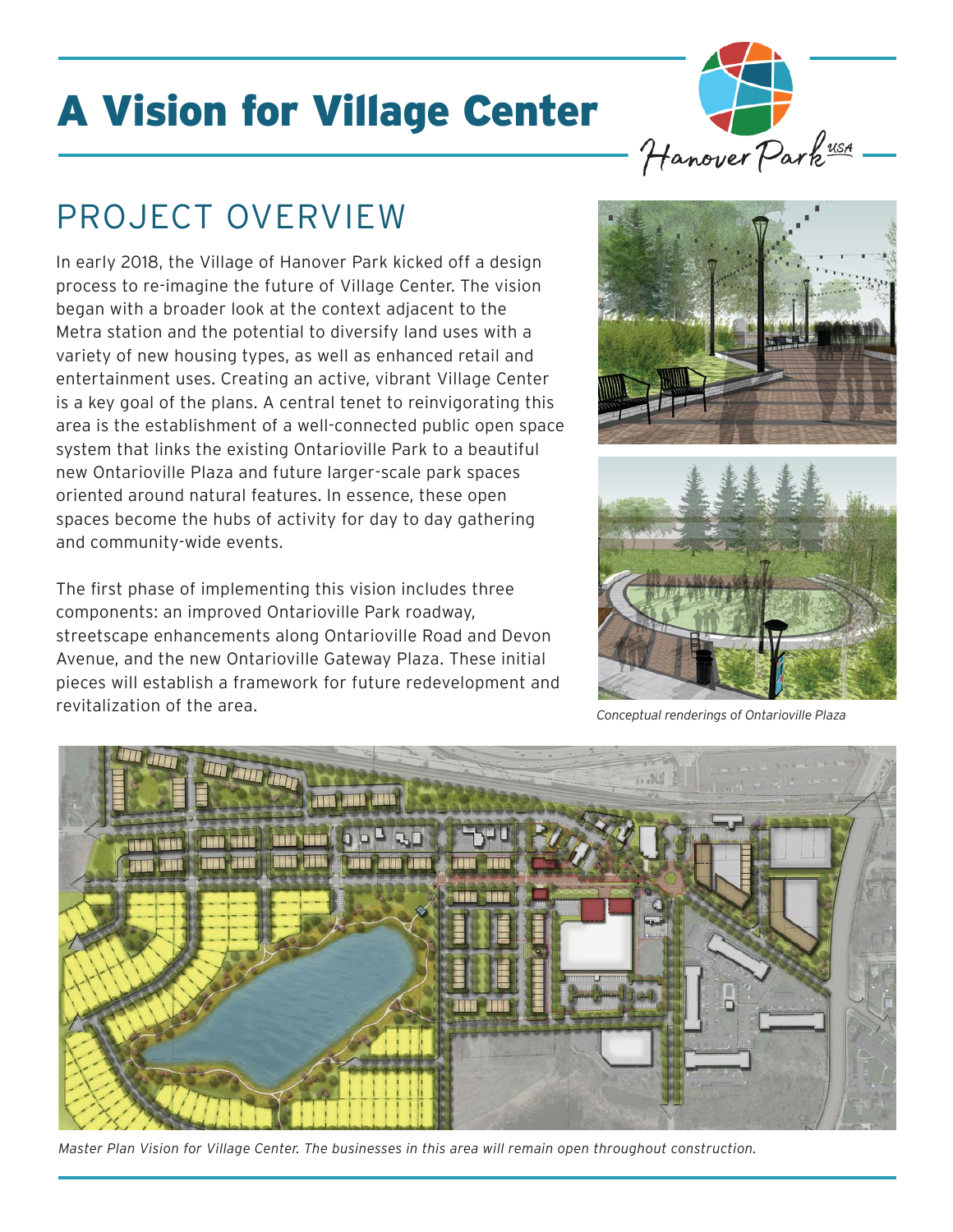# A Vision for Village Center

## PROJECT OVERVIEW

In early 2018, the Village of Hanover Park kicked off a design process to re-imagine the future of Village Center. The vision began with a broader look at the context adjacent to the Metra station and the potential to diversify land uses with a variety of new housing types, as well as enhanced retail and entertainment uses. Creating an active, vibrant Village Center is a key goal of the plans. A central tenet to reinvigorating this area is the establishment of a well-connected public open space system that links the existing Ontarioville Park to a beautiful new Ontarioville Plaza and future larger-scale park spaces oriented around natural features. In essence, these open spaces become the hubs of activity for day to day gathering and community-wide events.

The first phase of implementing this vision includes three components: an improved Ontarioville Park roadway, streetscape enhancements along Ontarioville Road and Devon Avenue, and the new Ontarioville Gateway Plaza. These initial pieces will establish a framework for future redevelopment and revitalization of the area.

*Conceptual renderings of Ontarioville Plaza*

*Master Plan Vision for Village Center. The businesses in this area will remain open throughout construction.*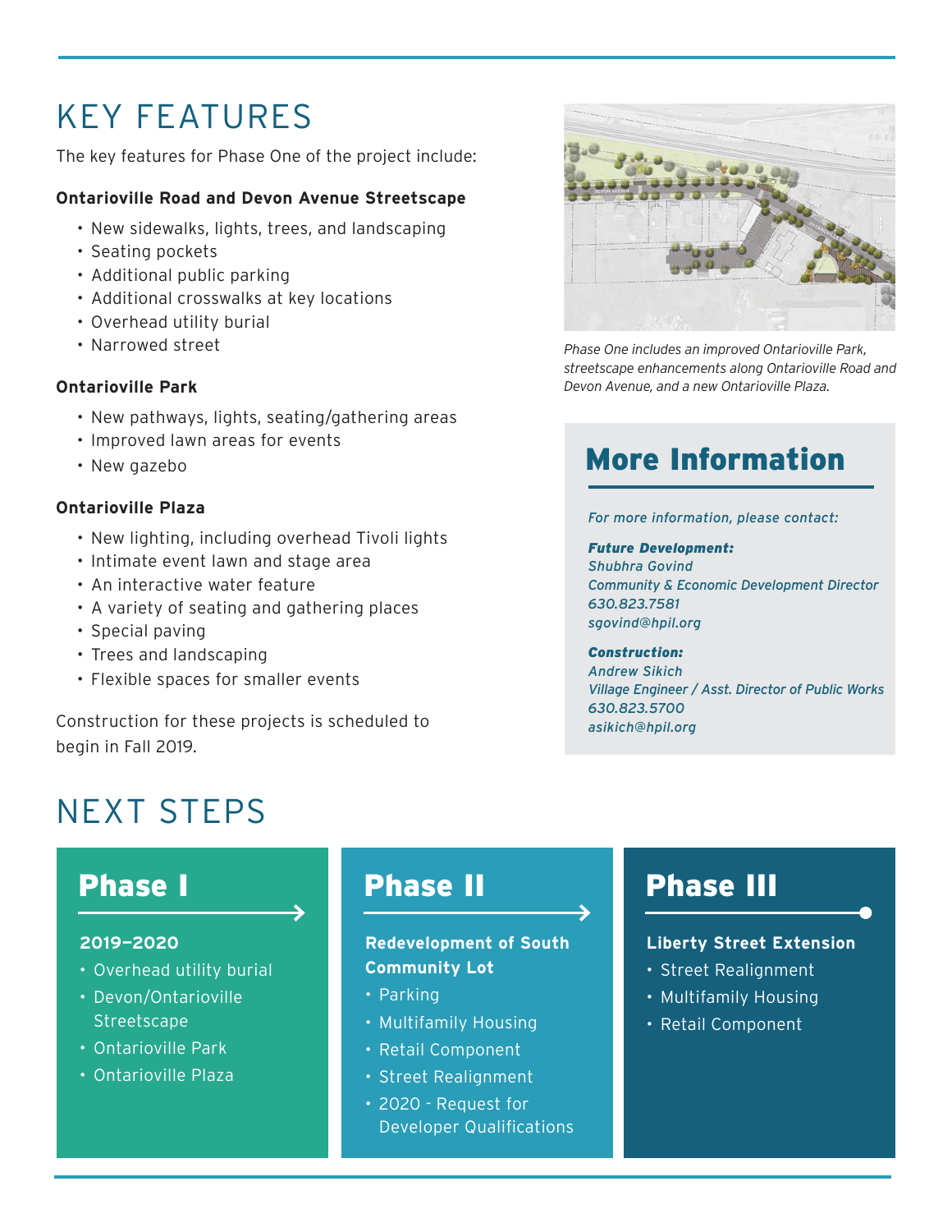# KEY FEATURES

The key features for Phase One of the project include:

**Ontarioville Road and Devon Avenue Streetscape**

- New sidewalks, lights, trees, and landscaping
- Seating pockets
- Additional public parking
- Additional crosswalks at key locations
- Overhead utility burial
- Narrowed street

**Ontarioville Park**

- New pathways, lights, seating/gathering areas
- Improved lawn areas for events
- New gazebo

**Ontarioville Plaza**

- New lighting, including overhead Tivoli lights
- Intimate event lawn and stage area
- An interactive water feature
- A variety of seating and gathering places
- Special paving
- Trees and landscaping
- Flexible spaces for smaller events

Construction for these projects is scheduled to begin in Fall 2019.

*Phase One includes an improved Ontarioville Park, streetscape enhancements along Ontarioville Road and Devon Avenue, and a new Ontarioville Plaza.*

## More Information

*For more information, please contact:*

***Future Development:***
*Shubhra Govind*
*Community & Economic Development Director*
*630.823.7581*
*sgovind@hpil.org*

***Construction:***
*Andrew Sikich*
*Village Engineer / Asst. Director of Public Works*
*630.823.5700*
*asikich@hpil.org*

# NEXT STEPS

## Phase I

**2019–2020**

- Overhead utility burial
- Devon/Ontarioville Streetscape
- Ontarioville Park
- Ontarioville Plaza

## Phase II

**Redevelopment of South Community Lot**

- Parking
- Multifamily Housing
- Retail Component
- Street Realignment
- 2020 - Request for Developer Qualifications

## Phase III

**Liberty Street Extension**

- Street Realignment
- Multifamily Housing
- Retail Component